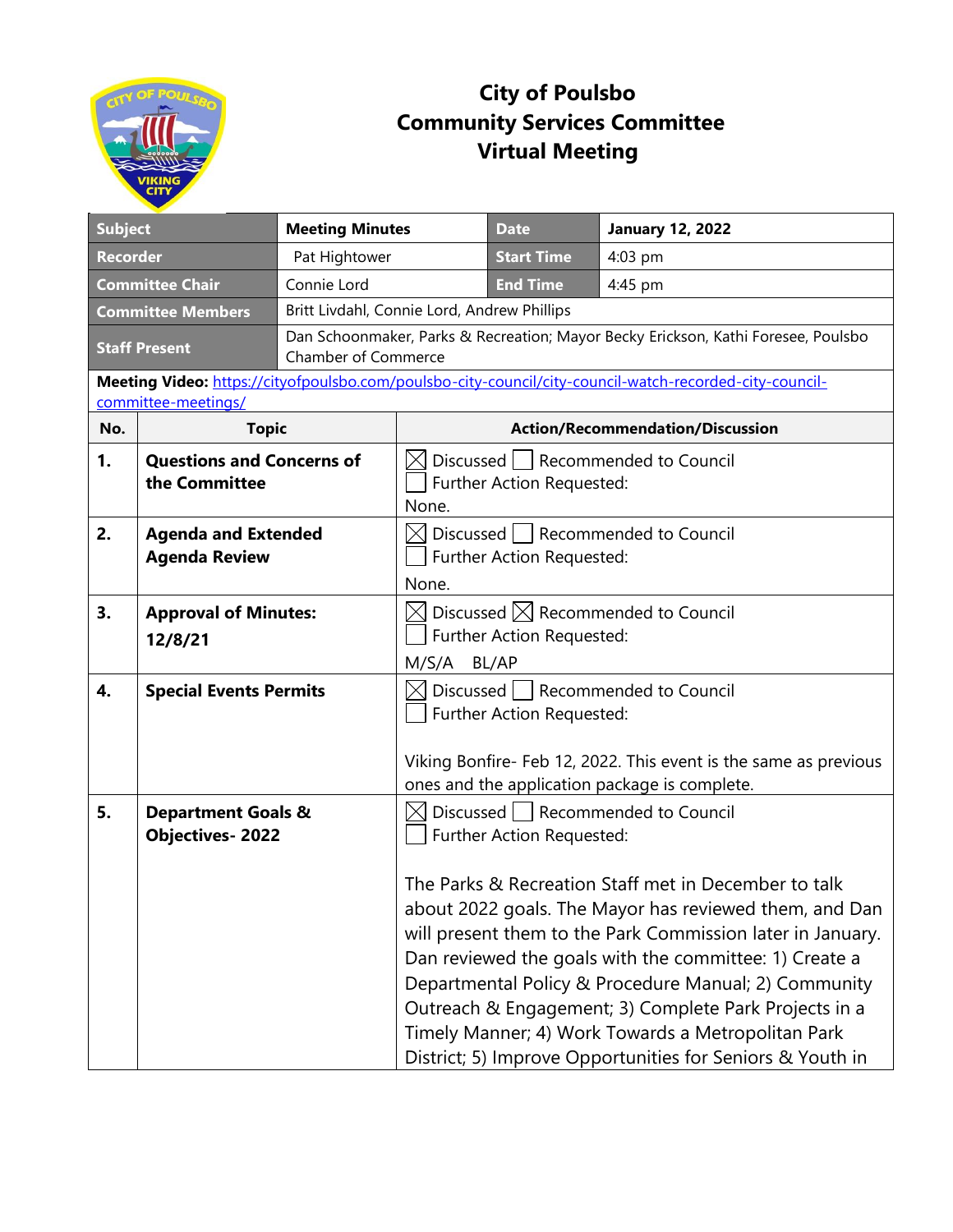# City of Poulsbo
# Community Services Committee
# Virtual Meeting

| Subject | Meeting Minutes | Date | January 12, 2022 |
|---|---|---|---|
| Recorder | Pat Hightower | Start Time | 4:03 pm |
| Committee Chair | Connie Lord | End Time | 4:45 pm |
| Committee Members | Britt Livdahl, Connie Lord, Andrew Phillips | | |
| Staff Present | Dan Schoonmaker, Parks & Recreation; Mayor Becky Erickson, Kathi Foresee, Poulsbo Chamber of Commerce | | |

**Meeting Video:** [https://cityofpoulsbo.com/poulsbo-city-council/city-council-watch-recorded-city-council-committee-meetings/](https://cityofpoulsbo.com/poulsbo-city-council/city-council-watch-recorded-city-council-committee-meetings/)

| No. | Topic | Action/Recommendation/Discussion |
|---|---|---|
| 1. | **Questions and Concerns of the Committee** | ☒ Discussed ☐ Recommended to Council ☐ Further Action Requested: None. |
| 2. | **Agenda and Extended Agenda Review** | ☒ Discussed ☐ Recommended to Council ☐ Further Action Requested: None. |
| 3. | **Approval of Minutes: 12/8/21** | ☒ Discussed ☒ Recommended to Council ☐ Further Action Requested: M/S/A BL/AP |
| 4. | **Special Events Permits** | ☒ Discussed ☐ Recommended to Council ☐ Further Action Requested: Viking Bonfire- Feb 12, 2022. This event is the same as previous ones and the application package is complete. |
| 5. | **Department Goals & Objectives- 2022** | ☒ Discussed ☐ Recommended to Council ☐ Further Action Requested: The Parks & Recreation Staff met in December to talk about 2022 goals. The Mayor has reviewed them, and Dan will present them to the Park Commission later in January. Dan reviewed the goals with the committee: 1) Create a Departmental Policy & Procedure Manual; 2) Community Outreach & Engagement; 3) Complete Park Projects in a Timely Manner; 4) Work Towards a Metropolitan Park District; 5) Improve Opportunities for Seniors & Youth in |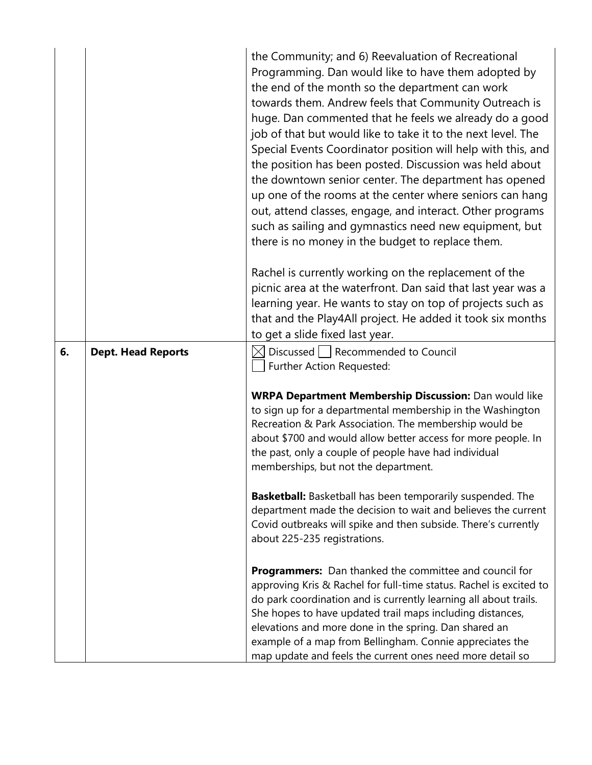| | | |
|---|---|---|
| | | the Community; and 6) Reevaluation of Recreational Programming. Dan would like to have them adopted by the end of the month so the department can work towards them. Andrew feels that Community Outreach is huge. Dan commented that he feels we already do a good job of that but would like to take it to the next level. The Special Events Coordinator position will help with this, and the position has been posted. Discussion was held about the downtown senior center. The department has opened up one of the rooms at the center where seniors can hang out, attend classes, engage, and interact. Other programs such as sailing and gymnastics need new equipment, but there is no money in the budget to replace them.<br><br>Rachel is currently working on the replacement of the picnic area at the waterfront. Dan said that last year was a learning year. He wants to stay on top of projects such as that and the Play4All project. He added it took six months to get a slide fixed last year. |
| **6.** | **Dept. Head Reports** | ☒ Discussed ☐ Recommended to Council<br>☐ Further Action Requested:<br><br>**WRPA Department Membership Discussion:** Dan would like to sign up for a departmental membership in the Washington Recreation & Park Association. The membership would be about $700 and would allow better access for more people. In the past, only a couple of people have had individual memberships, but not the department.<br><br>**Basketball:** Basketball has been temporarily suspended. The department made the decision to wait and believes the current Covid outbreaks will spike and then subside. There's currently about 225-235 registrations.<br><br>**Programmers:** Dan thanked the committee and council for approving Kris & Rachel for full-time status. Rachel is excited to do park coordination and is currently learning all about trails. She hopes to have updated trail maps including distances, elevations and more done in the spring. Dan shared an example of a map from Bellingham. Connie appreciates the map update and feels the current ones need more detail so |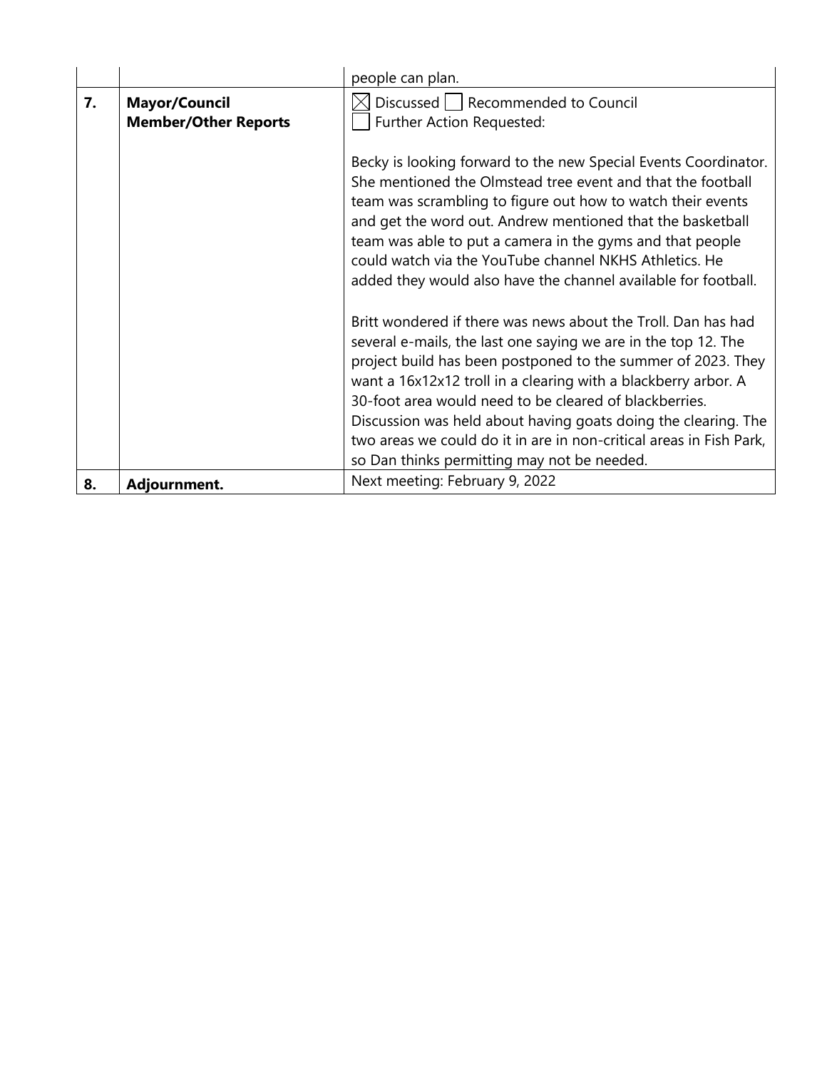| | | |
|---|---|---|
| | | people can plan. |
| **7.** | **Mayor/Council Member/Other Reports** | ☒ Discussed ☐ Recommended to Council ☐ Further Action Requested:<br><br>Becky is looking forward to the new Special Events Coordinator. She mentioned the Olmstead tree event and that the football team was scrambling to figure out how to watch their events and get the word out. Andrew mentioned that the basketball team was able to put a camera in the gyms and that people could watch via the YouTube channel NKHS Athletics. He added they would also have the channel available for football.<br><br>Britt wondered if there was news about the Troll. Dan has had several e-mails, the last one saying we are in the top 12. The project build has been postponed to the summer of 2023. They want a 16x12x12 troll in a clearing with a blackberry arbor. A 30-foot area would need to be cleared of blackberries. Discussion was held about having goats doing the clearing. The two areas we could do it in are in non-critical areas in Fish Park, so Dan thinks permitting may not be needed. |
| **8.** | **Adjournment.** | Next meeting: February 9, 2022 |